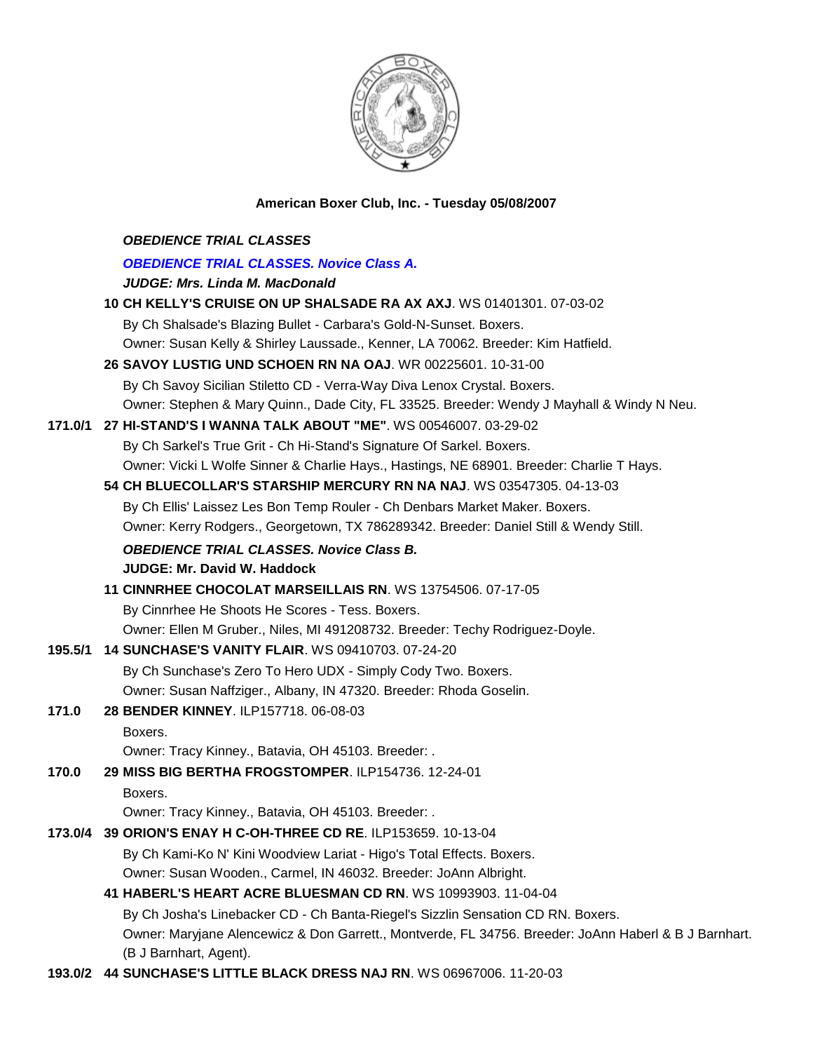**American Boxer Club, Inc. - Tuesday 05/08/2007**

***OBEDIENCE TRIAL CLASSES***

***OBEDIENCE TRIAL CLASSES. Novice Class A.***

***JUDGE: Mrs. Linda M. MacDonald***

**10 CH KELLY'S CRUISE ON UP SHALSADE RA AX AXJ**. WS 01401301. 07-03-02
By Ch Shalsade's Blazing Bullet - Carbara's Gold-N-Sunset. Boxers.
Owner: Susan Kelly & Shirley Laussade., Kenner, LA 70062. Breeder: Kim Hatfield.

**26 SAVOY LUSTIG UND SCHOEN RN NA OAJ**. WR 00225601. 10-31-00
By Ch Savoy Sicilian Stiletto CD - Verra-Way Diva Lenox Crystal. Boxers.
Owner: Stephen & Mary Quinn., Dade City, FL 33525. Breeder: Wendy J Mayhall & Windy N Neu.

**171.0/1 27 HI-STAND'S I WANNA TALK ABOUT "ME"**. WS 00546007. 03-29-02
By Ch Sarkel's True Grit - Ch Hi-Stand's Signature Of Sarkel. Boxers.
Owner: Vicki L Wolfe Sinner & Charlie Hays., Hastings, NE 68901. Breeder: Charlie T Hays.

**54 CH BLUECOLLAR'S STARSHIP MERCURY RN NA NAJ**. WS 03547305. 04-13-03
By Ch Ellis' Laissez Les Bon Temp Rouler - Ch Denbars Market Maker. Boxers.
Owner: Kerry Rodgers., Georgetown, TX 786289342. Breeder: Daniel Still & Wendy Still.

***OBEDIENCE TRIAL CLASSES. Novice Class B.***

**JUDGE: Mr. David W. Haddock**

**11 CINNRHEE CHOCOLAT MARSEILLAIS RN**. WS 13754506. 07-17-05
By Cinnrhee He Shoots He Scores - Tess. Boxers.
Owner: Ellen M Gruber., Niles, MI 491208732. Breeder: Techy Rodriguez-Doyle.

**195.5/1 14 SUNCHASE'S VANITY FLAIR**. WS 09410703. 07-24-20
By Ch Sunchase's Zero To Hero UDX - Simply Cody Two. Boxers.
Owner: Susan Naffziger., Albany, IN 47320. Breeder: Rhoda Goselin.

**171.0 28 BENDER KINNEY**. ILP157718. 06-08-03
Boxers.
Owner: Tracy Kinney., Batavia, OH 45103. Breeder: .

**170.0 29 MISS BIG BERTHA FROGSTOMPER**. ILP154736. 12-24-01
Boxers.
Owner: Tracy Kinney., Batavia, OH 45103. Breeder: .

**173.0/4 39 ORION'S ENAY H C-OH-THREE CD RE**. ILP153659. 10-13-04
By Ch Kami-Ko N' Kini Woodview Lariat - Higo's Total Effects. Boxers.
Owner: Susan Wooden., Carmel, IN 46032. Breeder: JoAnn Albright.

**41 HABERL'S HEART ACRE BLUESMAN CD RN**. WS 10993903. 11-04-04
By Ch Josha's Linebacker CD - Ch Banta-Riegel's Sizzlin Sensation CD RN. Boxers.
Owner: Maryjane Alencewicz & Don Garrett., Montverde, FL 34756. Breeder: JoAnn Haberl & B J Barnhart. (B J Barnhart, Agent).

**193.0/2 44 SUNCHASE'S LITTLE BLACK DRESS NAJ RN**. WS 06967006. 11-20-03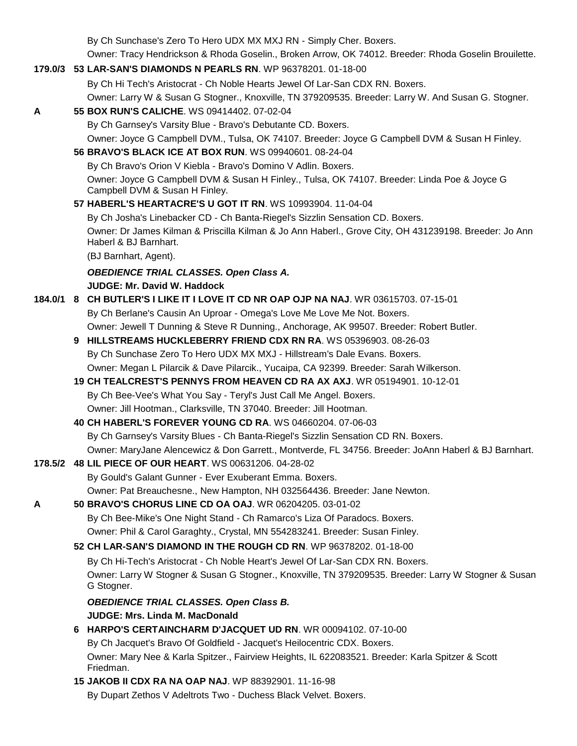By Ch Sunchase's Zero To Hero UDX MX MXJ RN - Simply Cher. Boxers.

Owner: Tracy Hendrickson & Rhoda Goselin., Broken Arrow, OK 74012. Breeder: Rhoda Goselin Brouilette.

**179.0/3 53 LAR-SAN'S DIAMONDS N PEARLS RN**. WP 96378201. 01-18-00

By Ch Hi Tech's Aristocrat - Ch Noble Hearts Jewel Of Lar-San CDX RN. Boxers.

Owner: Larry W & Susan G Stogner., Knoxville, TN 379209535. Breeder: Larry W. And Susan G. Stogner.

**A 55 BOX RUN'S CALICHE**. WS 09414402. 07-02-04

By Ch Garnsey's Varsity Blue - Bravo's Debutante CD. Boxers.

Owner: Joyce G Campbell DVM., Tulsa, OK 74107. Breeder: Joyce G Campbell DVM & Susan H Finley.

**56 BRAVO'S BLACK ICE AT BOX RUN**. WS 09940601. 08-24-04

By Ch Bravo's Orion V Kiebla - Bravo's Domino V Adlin. Boxers.

Owner: Joyce G Campbell DVM & Susan H Finley., Tulsa, OK 74107. Breeder: Linda Poe & Joyce G Campbell DVM & Susan H Finley.

**57 HABERL'S HEARTACRE'S U GOT IT RN**. WS 10993904. 11-04-04

By Ch Josha's Linebacker CD - Ch Banta-Riegel's Sizzlin Sensation CD. Boxers.

Owner: Dr James Kilman & Priscilla Kilman & Jo Ann Haberl., Grove City, OH 431239198. Breeder: Jo Ann Haberl & BJ Barnhart.

(BJ Barnhart, Agent).

***OBEDIENCE TRIAL CLASSES. Open Class A.***

**JUDGE: Mr. David W. Haddock**

**184.0/1 8 CH BUTLER'S I LIKE IT I LOVE IT CD NR OAP OJP NA NAJ**. WR 03615703. 07-15-01

By Ch Berlane's Causin An Uproar - Omega's Love Me Love Me Not. Boxers.

Owner: Jewell T Dunning & Steve R Dunning., Anchorage, AK 99507. Breeder: Robert Butler.

**9 HILLSTREAMS HUCKLEBERRY FRIEND CDX RN RA**. WS 05396903. 08-26-03

By Ch Sunchase Zero To Hero UDX MX MXJ - Hillstream's Dale Evans. Boxers.

Owner: Megan L Pilarcik & Dave Pilarcik., Yucaipa, CA 92399. Breeder: Sarah Wilkerson.

**19 CH TEALCREST'S PENNYS FROM HEAVEN CD RA AX AXJ**. WR 05194901. 10-12-01

By Ch Bee-Vee's What You Say - Teryl's Just Call Me Angel. Boxers.

Owner: Jill Hootman., Clarksville, TN 37040. Breeder: Jill Hootman.

**40 CH HABERL'S FOREVER YOUNG CD RA**. WS 04660204. 07-06-03

By Ch Garnsey's Varsity Blues - Ch Banta-Riegel's Sizzlin Sensation CD RN. Boxers.

Owner: MaryJane Alencewicz & Don Garrett., Montverde, FL 34756. Breeder: JoAnn Haberl & BJ Barnhart.

**178.5/2 48 LIL PIECE OF OUR HEART**. WS 00631206. 04-28-02

By Gould's Galant Gunner - Ever Exuberant Emma. Boxers.

Owner: Pat Breauchesne., New Hampton, NH 032564436. Breeder: Jane Newton.

**A 50 BRAVO'S CHORUS LINE CD OA OAJ**. WR 06204205. 03-01-02

By Ch Bee-Mike's One Night Stand - Ch Ramarco's Liza Of Paradocs. Boxers.

Owner: Phil & Carol Garaghty., Crystal, MN 554283241. Breeder: Susan Finley.

**52 CH LAR-SAN'S DIAMOND IN THE ROUGH CD RN**. WP 96378202. 01-18-00

By Ch Hi-Tech's Aristocrat - Ch Noble Heart's Jewel Of Lar-San CDX RN. Boxers.

Owner: Larry W Stogner & Susan G Stogner., Knoxville, TN 379209535. Breeder: Larry W Stogner & Susan G Stogner.

***OBEDIENCE TRIAL CLASSES. Open Class B.***

**JUDGE: Mrs. Linda M. MacDonald**

**6 HARPO'S CERTAINCHARM D'JACQUET UD RN**. WR 00094102. 07-10-00

By Ch Jacquet's Bravo Of Goldfield - Jacquet's Heilocentric CDX. Boxers.

Owner: Mary Nee & Karla Spitzer., Fairview Heights, IL 622083521. Breeder: Karla Spitzer & Scott Friedman.

**15 JAKOB II CDX RA NA OAP NAJ**. WP 88392901. 11-16-98

By Dupart Zethos V Adeltrots Two - Duchess Black Velvet. Boxers.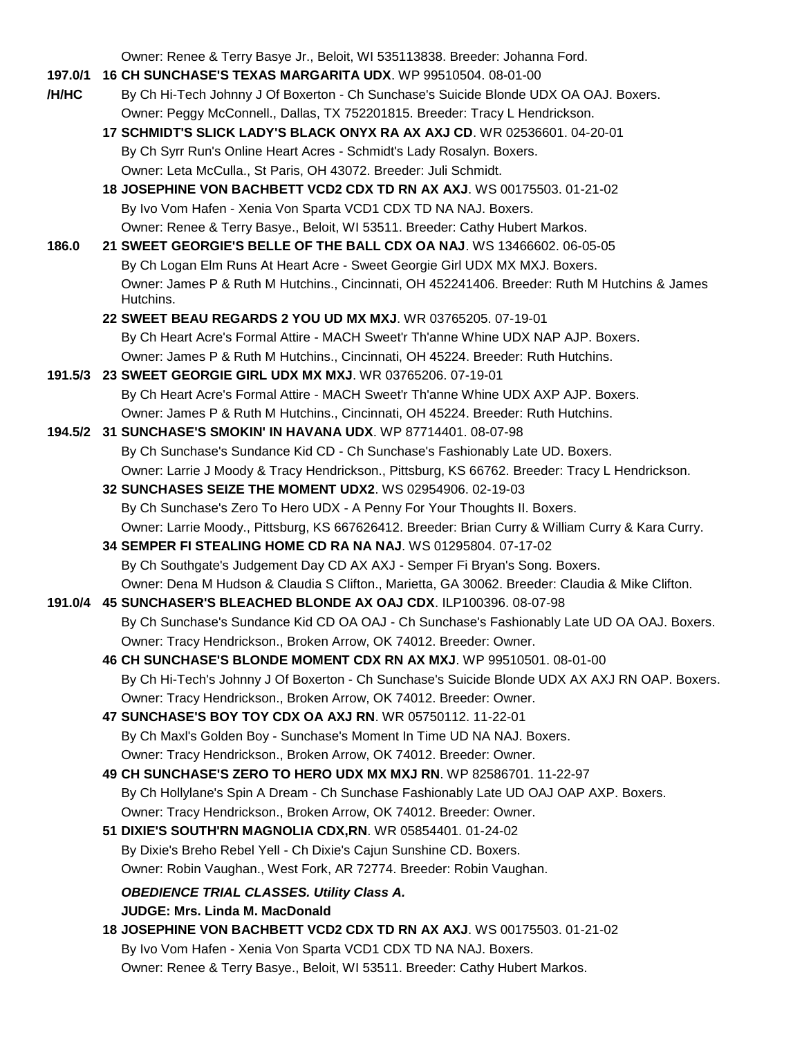Owner: Renee & Terry Basye Jr., Beloit, WI 535113838. Breeder: Johanna Ford.

197.0/1 /H/HC **16 CH SUNCHASE'S TEXAS MARGARITA UDX**. WP 99510504. 08-01-00
By Ch Hi-Tech Johnny J Of Boxerton - Ch Sunchase's Suicide Blonde UDX OA OAJ. Boxers.
Owner: Peggy McConnell., Dallas, TX 752201815. Breeder: Tracy L Hendrickson.

**17 SCHMIDT'S SLICK LADY'S BLACK ONYX RA AX AXJ CD**. WR 02536601. 04-20-01
By Ch Syrr Run's Online Heart Acres - Schmidt's Lady Rosalyn. Boxers.
Owner: Leta McCulla., St Paris, OH 43072. Breeder: Juli Schmidt.

**18 JOSEPHINE VON BACHBETT VCD2 CDX TD RN AX AXJ**. WS 00175503. 01-21-02
By Ivo Vom Hafen - Xenia Von Sparta VCD1 CDX TD NA NAJ. Boxers.
Owner: Renee & Terry Basye., Beloit, WI 53511. Breeder: Cathy Hubert Markos.

186.0 **21 SWEET GEORGIE'S BELLE OF THE BALL CDX OA NAJ**. WS 13466602. 06-05-05
By Ch Logan Elm Runs At Heart Acre - Sweet Georgie Girl UDX MX MXJ. Boxers.
Owner: James P & Ruth M Hutchins., Cincinnati, OH 452241406. Breeder: Ruth M Hutchins & James Hutchins.

**22 SWEET BEAU REGARDS 2 YOU UD MX MXJ**. WR 03765205. 07-19-01
By Ch Heart Acre's Formal Attire - MACH Sweet'r Th'anne Whine UDX NAP AJP. Boxers.
Owner: James P & Ruth M Hutchins., Cincinnati, OH 45224. Breeder: Ruth Hutchins.

191.5/3 **23 SWEET GEORGIE GIRL UDX MX MXJ**. WR 03765206. 07-19-01
By Ch Heart Acre's Formal Attire - MACH Sweet'r Th'anne Whine UDX AXP AJP. Boxers.
Owner: James P & Ruth M Hutchins., Cincinnati, OH 45224. Breeder: Ruth Hutchins.

194.5/2 **31 SUNCHASE'S SMOKIN' IN HAVANA UDX**. WP 87714401. 08-07-98
By Ch Sunchase's Sundance Kid CD - Ch Sunchase's Fashionably Late UD. Boxers.
Owner: Larrie J Moody & Tracy Hendrickson., Pittsburg, KS 66762. Breeder: Tracy L Hendrickson.

**32 SUNCHASES SEIZE THE MOMENT UDX2**. WS 02954906. 02-19-03
By Ch Sunchase's Zero To Hero UDX - A Penny For Your Thoughts II. Boxers.
Owner: Larrie Moody., Pittsburg, KS 667626412. Breeder: Brian Curry & William Curry & Kara Curry.

**34 SEMPER FI STEALING HOME CD RA NA NAJ**. WS 01295804. 07-17-02
By Ch Southgate's Judgement Day CD AX AXJ - Semper Fi Bryan's Song. Boxers.
Owner: Dena M Hudson & Claudia S Clifton., Marietta, GA 30062. Breeder: Claudia & Mike Clifton.

191.0/4 **45 SUNCHASER'S BLEACHED BLONDE AX OAJ CDX**. ILP100396. 08-07-98
By Ch Sunchase's Sundance Kid CD OA OAJ - Ch Sunchase's Fashionably Late UD OA OAJ. Boxers.
Owner: Tracy Hendrickson., Broken Arrow, OK 74012. Breeder: Owner.

**46 CH SUNCHASE'S BLONDE MOMENT CDX RN AX MXJ**. WP 99510501. 08-01-00
By Ch Hi-Tech's Johnny J Of Boxerton - Ch Sunchase's Suicide Blonde UDX AX AXJ RN OAP. Boxers.
Owner: Tracy Hendrickson., Broken Arrow, OK 74012. Breeder: Owner.

**47 SUNCHASE'S BOY TOY CDX OA AXJ RN**. WR 05750112. 11-22-01
By Ch Maxl's Golden Boy - Sunchase's Moment In Time UD NA NAJ. Boxers.
Owner: Tracy Hendrickson., Broken Arrow, OK 74012. Breeder: Owner.

**49 CH SUNCHASE'S ZERO TO HERO UDX MX MXJ RN**. WP 82586701. 11-22-97
By Ch Hollylane's Spin A Dream - Ch Sunchase Fashionably Late UD OAJ OAP AXP. Boxers.
Owner: Tracy Hendrickson., Broken Arrow, OK 74012. Breeder: Owner.

**51 DIXIE'S SOUTH'RN MAGNOLIA CDX,RN**. WR 05854401. 01-24-02
By Dixie's Breho Rebel Yell - Ch Dixie's Cajun Sunshine CD. Boxers.
Owner: Robin Vaughan., West Fork, AR 72774. Breeder: Robin Vaughan.

***OBEDIENCE TRIAL CLASSES. Utility Class A.***

**JUDGE: Mrs. Linda M. MacDonald**

**18 JOSEPHINE VON BACHBETT VCD2 CDX TD RN AX AXJ**. WS 00175503. 01-21-02
By Ivo Vom Hafen - Xenia Von Sparta VCD1 CDX TD NA NAJ. Boxers.
Owner: Renee & Terry Basye., Beloit, WI 53511. Breeder: Cathy Hubert Markos.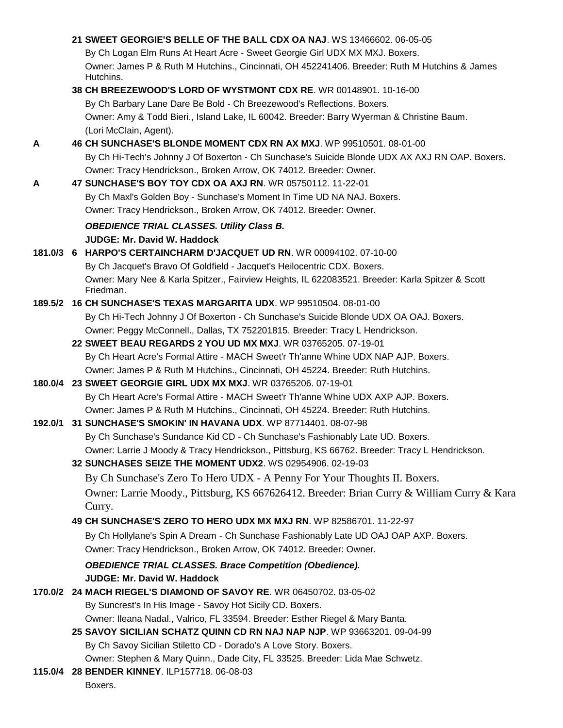**21 SWEET GEORGIE'S BELLE OF THE BALL CDX OA NAJ**. WS 13466602. 06-05-05
By Ch Logan Elm Runs At Heart Acre - Sweet Georgie Girl UDX MX MXJ. Boxers.
Owner: James P & Ruth M Hutchins., Cincinnati, OH 452241406. Breeder: Ruth M Hutchins & James Hutchins.

**38 CH BREEZEWOOD'S LORD OF WYSTMONT CDX RE**. WR 00148901. 10-16-00
By Ch Barbary Lane Dare Be Bold - Ch Breezewood's Reflections. Boxers.
Owner: Amy & Todd Bieri., Island Lake, IL 60042. Breeder: Barry Wyerman & Christine Baum.
(Lori McClain, Agent).

A **46 CH SUNCHASE'S BLONDE MOMENT CDX RN AX MXJ**. WP 99510501. 08-01-00
By Ch Hi-Tech's Johnny J Of Boxerton - Ch Sunchase's Suicide Blonde UDX AX AXJ RN OAP. Boxers.
Owner: Tracy Hendrickson., Broken Arrow, OK 74012. Breeder: Owner.

A **47 SUNCHASE'S BOY TOY CDX OA AXJ RN**. WR 05750112. 11-22-01
By Ch Maxl's Golden Boy - Sunchase's Moment In Time UD NA NAJ. Boxers.
Owner: Tracy Hendrickson., Broken Arrow, OK 74012. Breeder: Owner.

***OBEDIENCE TRIAL CLASSES. Utility Class B.***

**JUDGE: Mr. David W. Haddock**

**181.0/3 6 HARPO'S CERTAINCHARM D'JACQUET UD RN**. WR 00094102. 07-10-00
By Ch Jacquet's Bravo Of Goldfield - Jacquet's Heilocentric CDX. Boxers.
Owner: Mary Nee & Karla Spitzer., Fairview Heights, IL 622083521. Breeder: Karla Spitzer & Scott Friedman.

**189.5/2 16 CH SUNCHASE'S TEXAS MARGARITA UDX**. WP 99510504. 08-01-00
By Ch Hi-Tech Johnny J Of Boxerton - Ch Sunchase's Suicide Blonde UDX OA OAJ. Boxers.
Owner: Peggy McConnell., Dallas, TX 752201815. Breeder: Tracy L Hendrickson.

**22 SWEET BEAU REGARDS 2 YOU UD MX MXJ**. WR 03765205. 07-19-01
By Ch Heart Acre's Formal Attire - MACH Sweet'r Th'anne Whine UDX NAP AJP. Boxers.
Owner: James P & Ruth M Hutchins., Cincinnati, OH 45224. Breeder: Ruth Hutchins.

**180.0/4 23 SWEET GEORGIE GIRL UDX MX MXJ**. WR 03765206. 07-19-01
By Ch Heart Acre's Formal Attire - MACH Sweet'r Th'anne Whine UDX AXP AJP. Boxers.
Owner: James P & Ruth M Hutchins., Cincinnati, OH 45224. Breeder: Ruth Hutchins.

**192.0/1 31 SUNCHASE'S SMOKIN' IN HAVANA UDX**. WP 87714401. 08-07-98
By Ch Sunchase's Sundance Kid CD - Ch Sunchase's Fashionably Late UD. Boxers.
Owner: Larrie J Moody & Tracy Hendrickson., Pittsburg, KS 66762. Breeder: Tracy L Hendrickson.

**32 SUNCHASES SEIZE THE MOMENT UDX2**. WS 02954906. 02-19-03
By Ch Sunchase's Zero To Hero UDX - A Penny For Your Thoughts II. Boxers.
Owner: Larrie Moody., Pittsburg, KS 667626412. Breeder: Brian Curry & William Curry & Kara Curry.

**49 CH SUNCHASE'S ZERO TO HERO UDX MX MXJ RN**. WP 82586701. 11-22-97
By Ch Hollylane's Spin A Dream - Ch Sunchase Fashionably Late UD OAJ OAP AXP. Boxers.
Owner: Tracy Hendrickson., Broken Arrow, OK 74012. Breeder: Owner.

***OBEDIENCE TRIAL CLASSES. Brace Competition (Obedience).***

**JUDGE: Mr. David W. Haddock**

**170.0/2 24 MACH RIEGEL'S DIAMOND OF SAVOY RE**. WR 06450702. 03-05-02
By Suncrest's In His Image - Savoy Hot Sicily CD. Boxers.
Owner: Ileana Nadal., Valrico, FL 33594. Breeder: Esther Riegel & Mary Banta.

**25 SAVOY SICILIAN SCHATZ QUINN CD RN NAJ NAP NJP**. WP 93663201. 09-04-99
By Ch Savoy Sicilian Stiletto CD - Dorado's A Love Story. Boxers.
Owner: Stephen & Mary Quinn., Dade City, FL 33525. Breeder: Lida Mae Schwetz.

**115.0/4 28 BENDER KINNEY**. ILP157718. 06-08-03
Boxers.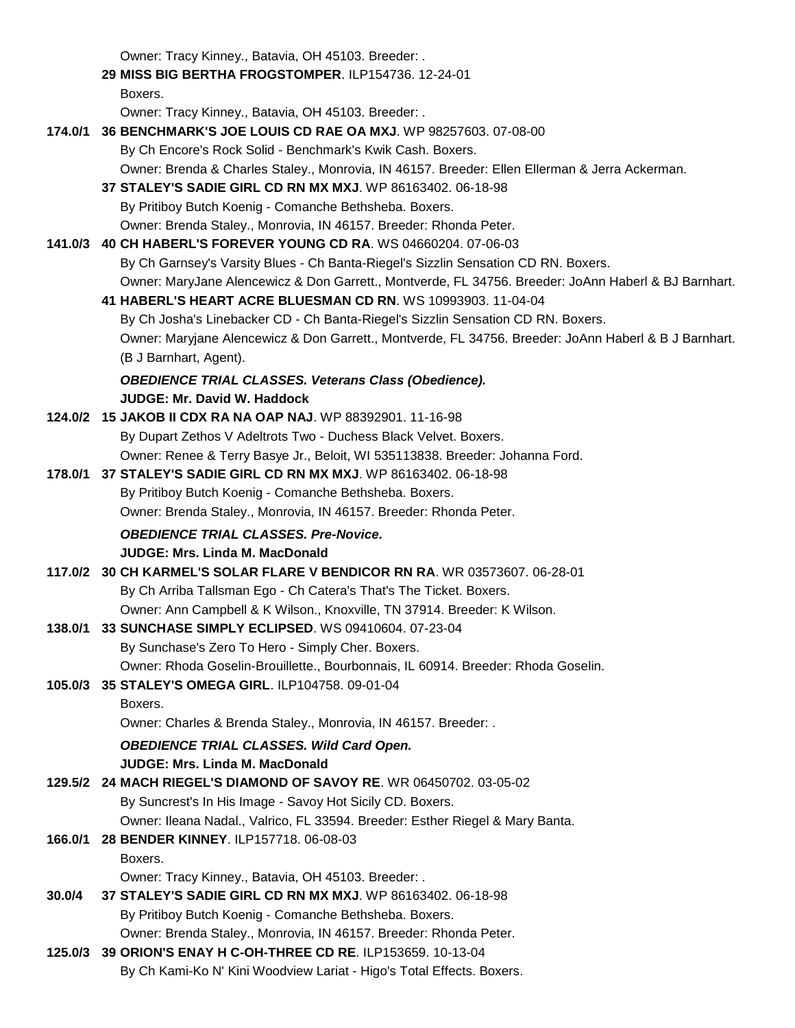Owner: Tracy Kinney., Batavia, OH 45103. Breeder: .

**29 MISS BIG BERTHA FROGSTOMPER**. ILP154736. 12-24-01
Boxers.
Owner: Tracy Kinney., Batavia, OH 45103. Breeder: .

**174.0/1** **36 BENCHMARK'S JOE LOUIS CD RAE OA MXJ**. WP 98257603. 07-08-00
By Ch Encore's Rock Solid - Benchmark's Kwik Cash. Boxers.
Owner: Brenda & Charles Staley., Monrovia, IN 46157. Breeder: Ellen Ellerman & Jerra Ackerman.

**37 STALEY'S SADIE GIRL CD RN MX MXJ**. WP 86163402. 06-18-98
By Pritiboy Butch Koenig - Comanche Bethsheba. Boxers.
Owner: Brenda Staley., Monrovia, IN 46157. Breeder: Rhonda Peter.

**141.0/3** **40 CH HABERL'S FOREVER YOUNG CD RA**. WS 04660204. 07-06-03
By Ch Garnsey's Varsity Blues - Ch Banta-Riegel's Sizzlin Sensation CD RN. Boxers.
Owner: MaryJane Alencewicz & Don Garrett., Montverde, FL 34756. Breeder: JoAnn Haberl & BJ Barnhart.

**41 HABERL'S HEART ACRE BLUESMAN CD RN**. WS 10993903. 11-04-04
By Ch Josha's Linebacker CD - Ch Banta-Riegel's Sizzlin Sensation CD RN. Boxers.
Owner: Maryjane Alencewicz & Don Garrett., Montverde, FL 34756. Breeder: JoAnn Haberl & B J Barnhart. (B J Barnhart, Agent).

***OBEDIENCE TRIAL CLASSES. Veterans Class (Obedience).***
**JUDGE: Mr. David W. Haddock**

**124.0/2** **15 JAKOB II CDX RA NA OAP NAJ**. WP 88392901. 11-16-98
By Dupart Zethos V Adeltrots Two - Duchess Black Velvet. Boxers.
Owner: Renee & Terry Basye Jr., Beloit, WI 535113838. Breeder: Johanna Ford.

**178.0/1** **37 STALEY'S SADIE GIRL CD RN MX MXJ**. WP 86163402. 06-18-98
By Pritiboy Butch Koenig - Comanche Bethsheba. Boxers.
Owner: Brenda Staley., Monrovia, IN 46157. Breeder: Rhonda Peter.

***OBEDIENCE TRIAL CLASSES. Pre-Novice.***
**JUDGE: Mrs. Linda M. MacDonald**

**117.0/2** **30 CH KARMEL'S SOLAR FLARE V BENDICOR RN RA**. WR 03573607. 06-28-01
By Ch Arriba Tallsman Ego - Ch Catera's That's The Ticket. Boxers.
Owner: Ann Campbell & K Wilson., Knoxville, TN 37914. Breeder: K Wilson.

**138.0/1** **33 SUNCHASE SIMPLY ECLIPSED**. WS 09410604. 07-23-04
By Sunchase's Zero To Hero - Simply Cher. Boxers.
Owner: Rhoda Goselin-Brouillette., Bourbonnais, IL 60914. Breeder: Rhoda Goselin.

**105.0/3** **35 STALEY'S OMEGA GIRL**. ILP104758. 09-01-04
Boxers.
Owner: Charles & Brenda Staley., Monrovia, IN 46157. Breeder: .

***OBEDIENCE TRIAL CLASSES. Wild Card Open.***
**JUDGE: Mrs. Linda M. MacDonald**

**129.5/2** **24 MACH RIEGEL'S DIAMOND OF SAVOY RE**. WR 06450702. 03-05-02
By Suncrest's In His Image - Savoy Hot Sicily CD. Boxers.
Owner: Ileana Nadal., Valrico, FL 33594. Breeder: Esther Riegel & Mary Banta.

**166.0/1** **28 BENDER KINNEY**. ILP157718. 06-08-03
Boxers.
Owner: Tracy Kinney., Batavia, OH 45103. Breeder: .

**30.0/4** **37 STALEY'S SADIE GIRL CD RN MX MXJ**. WP 86163402. 06-18-98
By Pritiboy Butch Koenig - Comanche Bethsheba. Boxers.
Owner: Brenda Staley., Monrovia, IN 46157. Breeder: Rhonda Peter.

**125.0/3** **39 ORION'S ENAY H C-OH-THREE CD RE**. ILP153659. 10-13-04
By Ch Kami-Ko N' Kini Woodview Lariat - Higo's Total Effects. Boxers.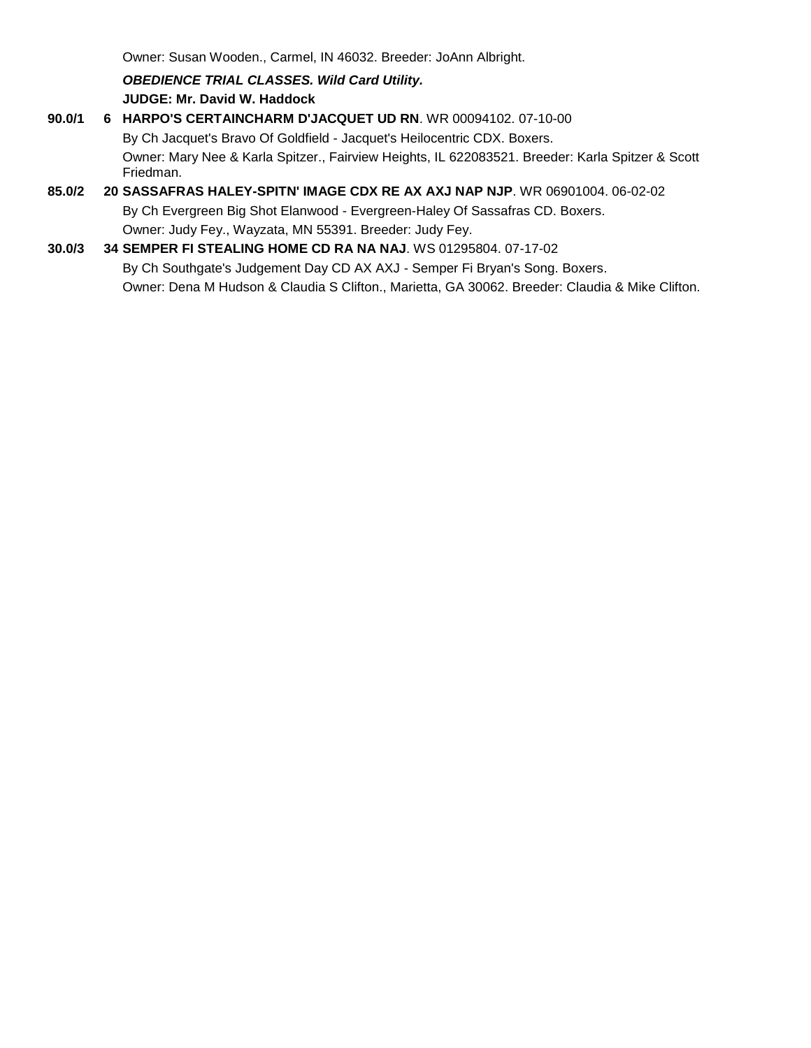Owner: Susan Wooden., Carmel, IN 46032. Breeder: JoAnn Albright.

***OBEDIENCE TRIAL CLASSES. Wild Card Utility.***

**JUDGE: Mr. David W. Haddock**

**90.0/1** **6 HARPO'S CERTAINCHARM D'JACQUET UD RN**. WR 00094102. 07-10-00
By Ch Jacquet's Bravo Of Goldfield - Jacquet's Heilocentric CDX. Boxers.
Owner: Mary Nee & Karla Spitzer., Fairview Heights, IL 622083521. Breeder: Karla Spitzer & Scott Friedman.

**85.0/2** **20 SASSAFRAS HALEY-SPITN' IMAGE CDX RE AX AXJ NAP NJP**. WR 06901004. 06-02-02
By Ch Evergreen Big Shot Elanwood - Evergreen-Haley Of Sassafras CD. Boxers.
Owner: Judy Fey., Wayzata, MN 55391. Breeder: Judy Fey.

**30.0/3** **34 SEMPER FI STEALING HOME CD RA NA NAJ**. WS 01295804. 07-17-02
By Ch Southgate's Judgement Day CD AX AXJ - Semper Fi Bryan's Song. Boxers.
Owner: Dena M Hudson & Claudia S Clifton., Marietta, GA 30062. Breeder: Claudia & Mike Clifton.